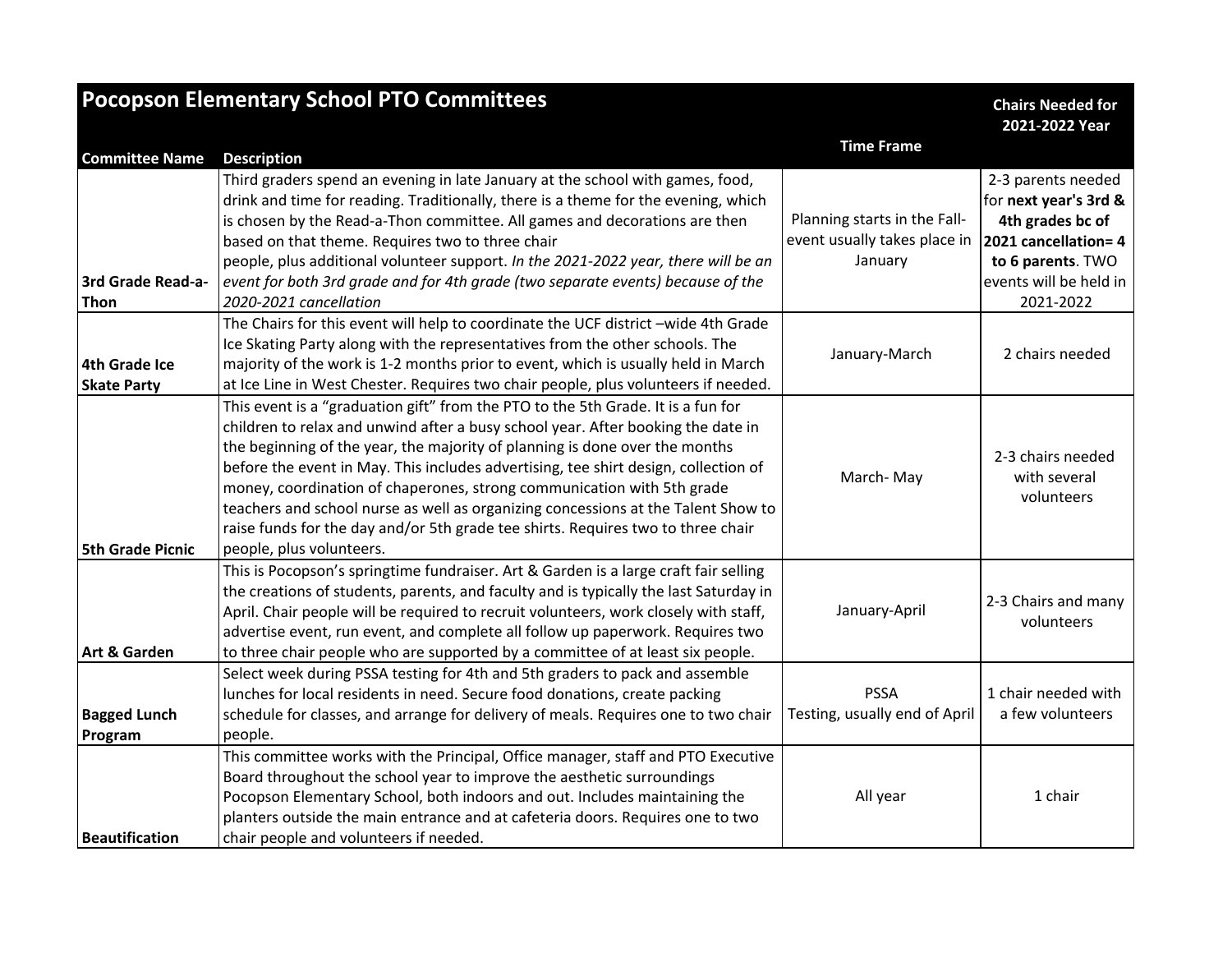# Pocopson Elementary School PTO Committees

| Committee Name | Description | Time Frame | Chairs Needed for 2021-2022 Year |
|---|---|---|---|
| 3rd Grade Read-a-Thon | Third graders spend an evening in late January at the school with games, food, drink and time for reading. Traditionally, there is a theme for the evening, which is chosen by the Read-a-Thon committee. All games and decorations are then based on that theme. Requires two to three chair people, plus additional volunteer support. *In the 2021-2022 year, there will be an event for both 3rd grade and for 4th grade (two separate events) because of the 2020-2021 cancellation* | Planning starts in the Fall- event usually takes place in January | 2-3 parents needed for **next year's 3rd & 4th grades bc of 2021 cancellation= 4 to 6 parents**. TWO events will be held in 2021-2022 |
| 4th Grade Ice Skate Party | The Chairs for this event will help to coordinate the UCF district –wide 4th Grade Ice Skating Party along with the representatives from the other schools. The majority of the work is 1-2 months prior to event, which is usually held in March at Ice Line in West Chester. Requires two chair people, plus volunteers if needed. | January-March | 2 chairs needed |
| 5th Grade Picnic | This event is a "graduation gift" from the PTO to the 5th Grade. It is a fun for children to relax and unwind after a busy school year. After booking the date in the beginning of the year, the majority of planning is done over the months before the event in May. This includes advertising, tee shirt design, collection of money, coordination of chaperones, strong communication with 5th grade teachers and school nurse as well as organizing concessions at the Talent Show to raise funds for the day and/or 5th grade tee shirts. Requires two to three chair people, plus volunteers. | March- May | 2-3 chairs needed with several volunteers |
| Art & Garden | This is Pocopson's springtime fundraiser. Art & Garden is a large craft fair selling the creations of students, parents, and faculty and is typically the last Saturday in April. Chair people will be required to recruit volunteers, work closely with staff, advertise event, run event, and complete all follow up paperwork. Requires two to three chair people who are supported by a committee of at least six people. | January-April | 2-3 Chairs and many volunteers |
| Bagged Lunch Program | Select week during PSSA testing for 4th and 5th graders to pack and assemble lunches for local residents in need. Secure food donations, create packing schedule for classes, and arrange for delivery of meals. Requires one to two chair people. | PSSA Testing, usually end of April | 1 chair needed with a few volunteers |
| Beautification | This committee works with the Principal, Office manager, staff and PTO Executive Board throughout the school year to improve the aesthetic surroundings Pocopson Elementary School, both indoors and out. Includes maintaining the planters outside the main entrance and at cafeteria doors. Requires one to two chair people and volunteers if needed. | All year | 1 chair |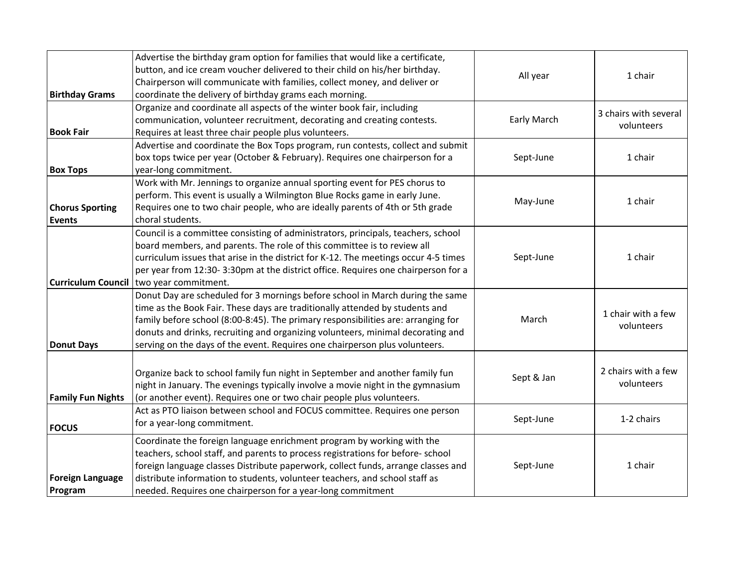| | | | |
|---|---|---|---|
| **Birthday Grams** | Advertise the birthday gram option for families that would like a certificate, button, and ice cream voucher delivered to their child on his/her birthday. Chairperson will communicate with families, collect money, and deliver or coordinate the delivery of birthday grams each morning. | All year | 1 chair |
| **Book Fair** | Organize and coordinate all aspects of the winter book fair, including communication, volunteer recruitment, decorating and creating contests. Requires at least three chair people plus volunteers. | Early March | 3 chairs with several volunteers |
| **Box Tops** | Advertise and coordinate the Box Tops program, run contests, collect and submit box tops twice per year (October & February). Requires one chairperson for a year-long commitment. | Sept-June | 1 chair |
| **Chorus Sporting Events** | Work with Mr. Jennings to organize annual sporting event for PES chorus to perform. This event is usually a Wilmington Blue Rocks game in early June. Requires one to two chair people, who are ideally parents of 4th or 5th grade choral students. | May-June | 1 chair |
| **Curriculum Council** | Council is a committee consisting of administrators, principals, teachers, school board members, and parents. The role of this committee is to review all curriculum issues that arise in the district for K-12. The meetings occur 4-5 times per year from 12:30- 3:30pm at the district office. Requires one chairperson for a two year commitment. | Sept-June | 1 chair |
| **Donut Days** | Donut Day are scheduled for 3 mornings before school in March during the same time as the Book Fair. These days are traditionally attended by students and family before school (8:00-8:45). The primary responsibilities are: arranging for donuts and drinks, recruiting and organizing volunteers, minimal decorating and serving on the days of the event. Requires one chairperson plus volunteers. | March | 1 chair with a few volunteers |
| **Family Fun Nights** | Organize back to school family fun night in September and another family fun night in January. The evenings typically involve a movie night in the gymnasium (or another event). Requires one or two chair people plus volunteers. | Sept & Jan | 2 chairs with a few volunteers |
| **FOCUS** | Act as PTO liaison between school and FOCUS committee. Requires one person for a year-long commitment. | Sept-June | 1-2 chairs |
| **Foreign Language Program** | Coordinate the foreign language enrichment program by working with the teachers, school staff, and parents to process registrations for before- school foreign language classes Distribute paperwork, collect funds, arrange classes and distribute information to students, volunteer teachers, and school staff as needed. Requires one chairperson for a year-long commitment | Sept-June | 1 chair |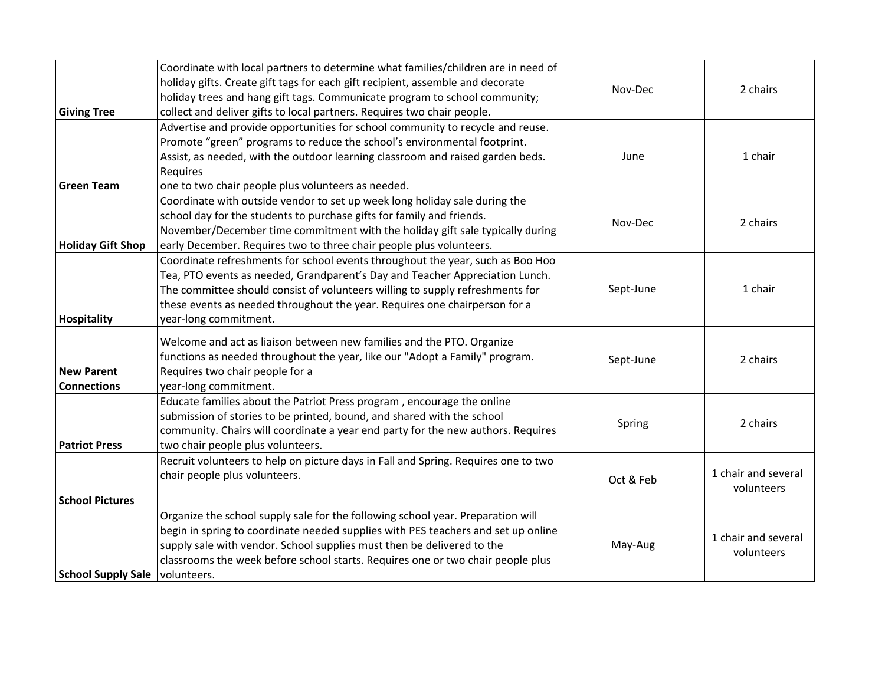| | | | |
|---|---|---|---|
| **Giving Tree** | Coordinate with local partners to determine what families/children are in need of holiday gifts. Create gift tags for each gift recipient, assemble and decorate holiday trees and hang gift tags. Communicate program to school community; collect and deliver gifts to local partners. Requires two chair people. | Nov-Dec | 2 chairs |
| **Green Team** | Advertise and provide opportunities for school community to recycle and reuse. Promote “green” programs to reduce the school’s environmental footprint. Assist, as needed, with the outdoor learning classroom and raised garden beds. Requires one to two chair people plus volunteers as needed. | June | 1 chair |
| **Holiday Gift Shop** | Coordinate with outside vendor to set up week long holiday sale during the school day for the students to purchase gifts for family and friends. November/December time commitment with the holiday gift sale typically during early December. Requires two to three chair people plus volunteers. | Nov-Dec | 2 chairs |
| **Hospitality** | Coordinate refreshments for school events throughout the year, such as Boo Hoo Tea, PTO events as needed, Grandparent’s Day and Teacher Appreciation Lunch. The committee should consist of volunteers willing to supply refreshments for these events as needed throughout the year. Requires one chairperson for a year-long commitment. | Sept-June | 1 chair |
| **New Parent Connections** | Welcome and act as liaison between new families and the PTO. Organize functions as needed throughout the year, like our "Adopt a Family" program. Requires two chair people for a year-long commitment. | Sept-June | 2 chairs |
| **Patriot Press** | Educate families about the Patriot Press program , encourage the online submission of stories to be printed, bound, and shared with the school community. Chairs will coordinate a year end party for the new authors. Requires two chair people plus volunteers. | Spring | 2 chairs |
| **School Pictures** | Recruit volunteers to help on picture days in Fall and Spring. Requires one to two chair people plus volunteers. | Oct & Feb | 1 chair and several volunteers |
| **School Supply Sale** | Organize the school supply sale for the following school year. Preparation will begin in spring to coordinate needed supplies with PES teachers and set up online supply sale with vendor. School supplies must then be delivered to the classrooms the week before school starts. Requires one or two chair people plus volunteers. | May-Aug | 1 chair and several volunteers |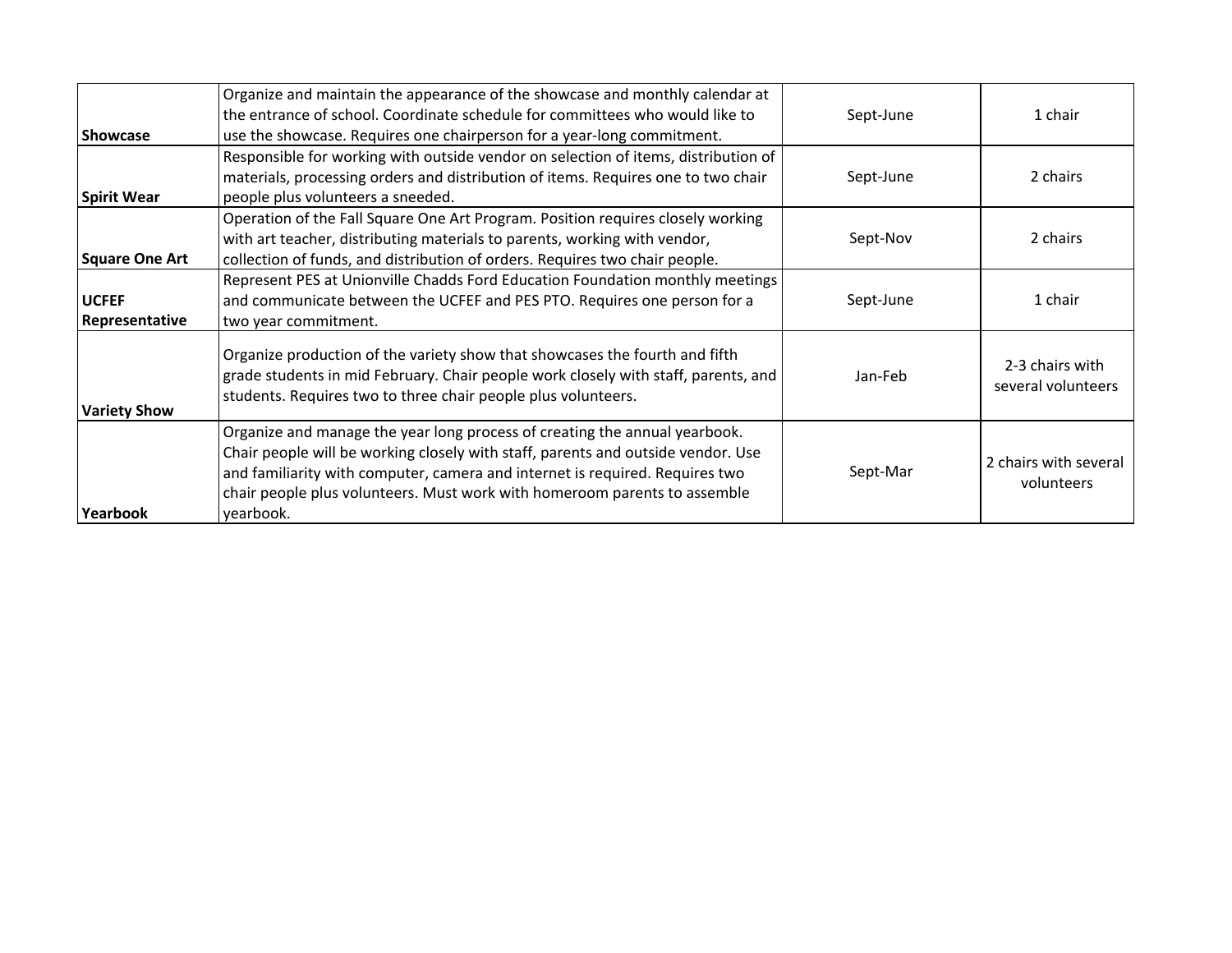| | | | |
|---|---|---|---|
| **Showcase** | Organize and maintain the appearance of the showcase and monthly calendar at the entrance of school. Coordinate schedule for committees who would like to use the showcase. Requires one chairperson for a year-long commitment. | Sept-June | 1 chair |
| **Spirit Wear** | Responsible for working with outside vendor on selection of items, distribution of materials, processing orders and distribution of items. Requires one to two chair people plus volunteers a sneeded. | Sept-June | 2 chairs |
| **Square One Art** | Operation of the Fall Square One Art Program. Position requires closely working with art teacher, distributing materials to parents, working with vendor, collection of funds, and distribution of orders. Requires two chair people. | Sept-Nov | 2 chairs |
| **UCFEF Representative** | Represent PES at Unionville Chadds Ford Education Foundation monthly meetings and communicate between the UCFEF and PES PTO. Requires one person for a two year commitment. | Sept-June | 1 chair |
| **Variety Show** | Organize production of the variety show that showcases the fourth and fifth grade students in mid February. Chair people work closely with staff, parents, and students. Requires two to three chair people plus volunteers. | Jan-Feb | 2-3 chairs with several volunteers |
| **Yearbook** | Organize and manage the year long process of creating the annual yearbook. Chair people will be working closely with staff, parents and outside vendor. Use and familiarity with computer, camera and internet is required. Requires two chair people plus volunteers. Must work with homeroom parents to assemble yearbook. | Sept-Mar | 2 chairs with several volunteers |